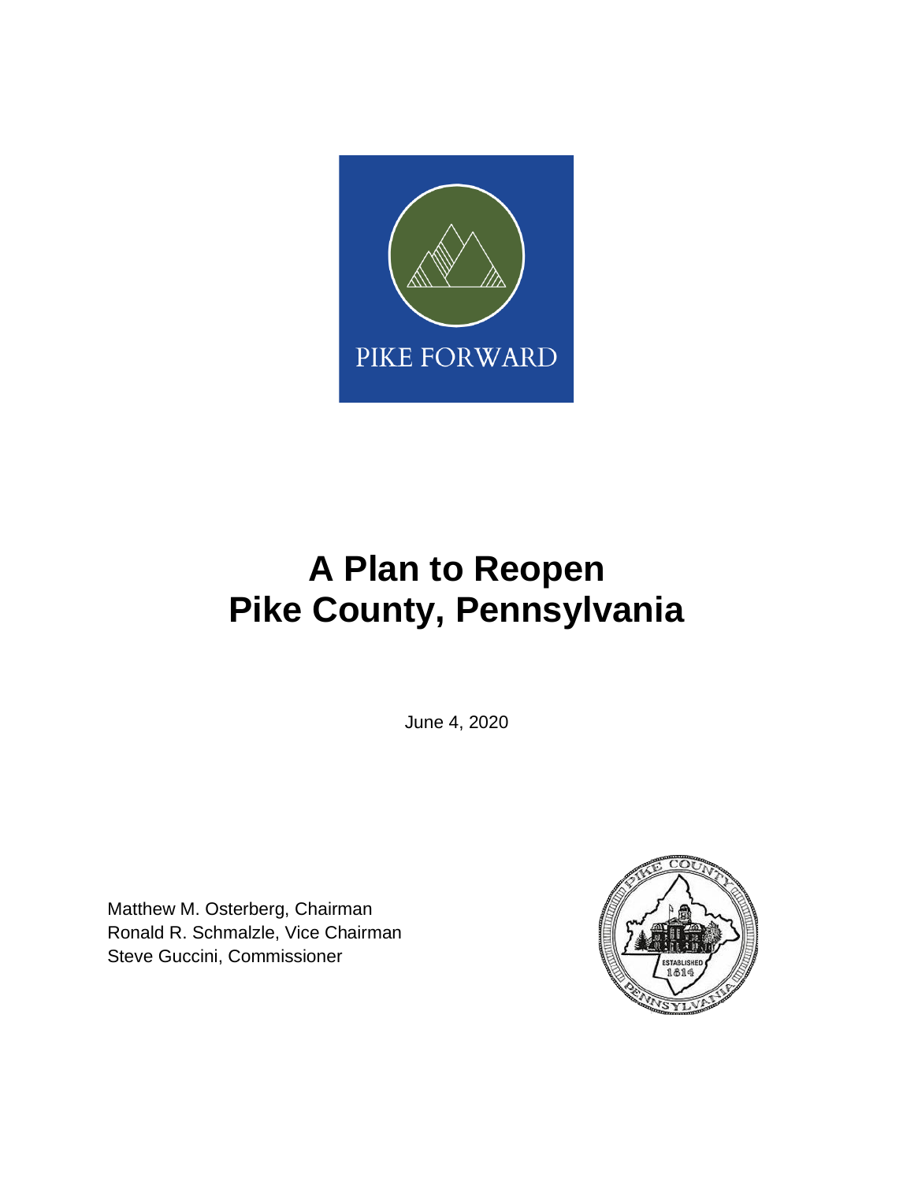PIKE FORWARD

# A Plan to Reopen Pike County, Pennsylvania

June 4, 2020

Matthew M. Osterberg, Chairman
Ronald R. Schmalzle, Vice Chairman
Steve Guccini, Commissioner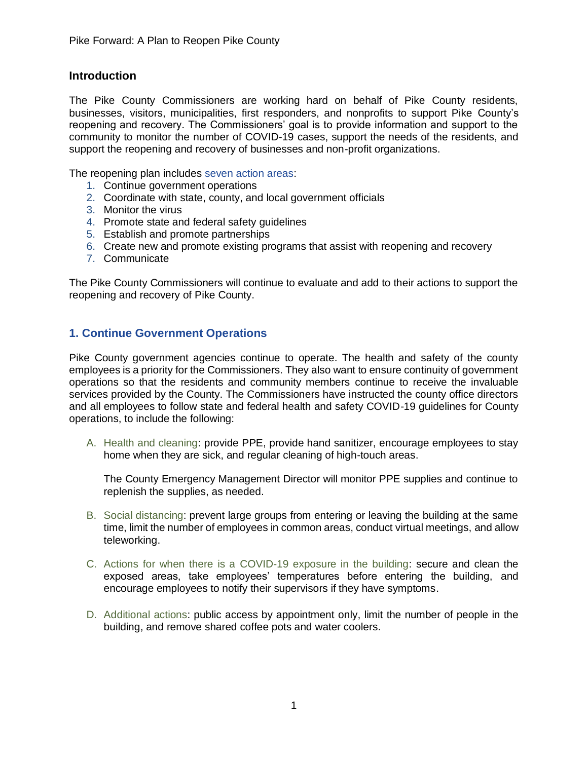## Introduction

The Pike County Commissioners are working hard on behalf of Pike County residents, businesses, visitors, municipalities, first responders, and nonprofits to support Pike County's reopening and recovery. The Commissioners' goal is to provide information and support to the community to monitor the number of COVID-19 cases, support the needs of the residents, and support the reopening and recovery of businesses and non-profit organizations.

The reopening plan includes seven action areas:

1. Continue government operations
2. Coordinate with state, county, and local government officials
3. Monitor the virus
4. Promote state and federal safety guidelines
5. Establish and promote partnerships
6. Create new and promote existing programs that assist with reopening and recovery
7. Communicate

The Pike County Commissioners will continue to evaluate and add to their actions to support the reopening and recovery of Pike County.

## 1. Continue Government Operations

Pike County government agencies continue to operate. The health and safety of the county employees is a priority for the Commissioners. They also want to ensure continuity of government operations so that the residents and community members continue to receive the invaluable services provided by the County. The Commissioners have instructed the county office directors and all employees to follow state and federal health and safety COVID-19 guidelines for County operations, to include the following:

A. Health and cleaning: provide PPE, provide hand sanitizer, encourage employees to stay home when they are sick, and regular cleaning of high-touch areas.

   The County Emergency Management Director will monitor PPE supplies and continue to replenish the supplies, as needed.

B. Social distancing: prevent large groups from entering or leaving the building at the same time, limit the number of employees in common areas, conduct virtual meetings, and allow teleworking.

C. Actions for when there is a COVID-19 exposure in the building: secure and clean the exposed areas, take employees' temperatures before entering the building, and encourage employees to notify their supervisors if they have symptoms.

D. Additional actions: public access by appointment only, limit the number of people in the building, and remove shared coffee pots and water coolers.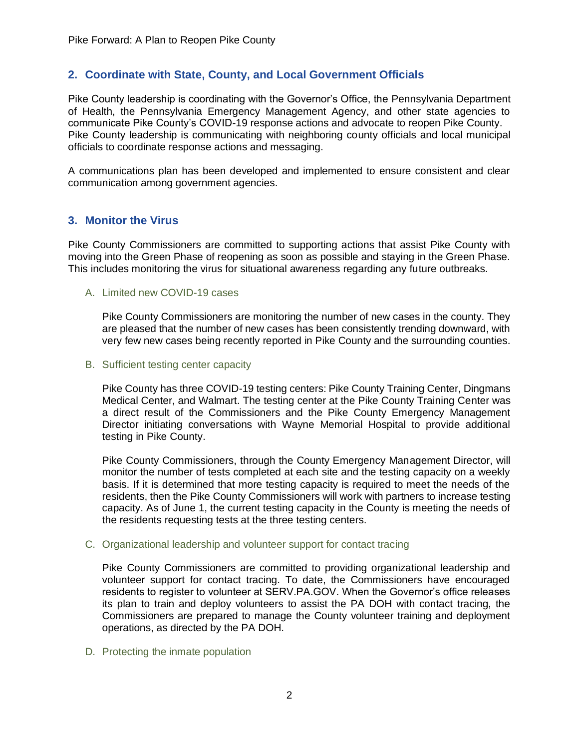## 2. Coordinate with State, County, and Local Government Officials

Pike County leadership is coordinating with the Governor's Office, the Pennsylvania Department of Health, the Pennsylvania Emergency Management Agency, and other state agencies to communicate Pike County's COVID-19 response actions and advocate to reopen Pike County. Pike County leadership is communicating with neighboring county officials and local municipal officials to coordinate response actions and messaging.

A communications plan has been developed and implemented to ensure consistent and clear communication among government agencies.

## 3. Monitor the Virus

Pike County Commissioners are committed to supporting actions that assist Pike County with moving into the Green Phase of reopening as soon as possible and staying in the Green Phase. This includes monitoring the virus for situational awareness regarding any future outbreaks.

### A. Limited new COVID-19 cases

Pike County Commissioners are monitoring the number of new cases in the county. They are pleased that the number of new cases has been consistently trending downward, with very few new cases being recently reported in Pike County and the surrounding counties.

### B. Sufficient testing center capacity

Pike County has three COVID-19 testing centers: Pike County Training Center, Dingmans Medical Center, and Walmart. The testing center at the Pike County Training Center was a direct result of the Commissioners and the Pike County Emergency Management Director initiating conversations with Wayne Memorial Hospital to provide additional testing in Pike County.

Pike County Commissioners, through the County Emergency Management Director, will monitor the number of tests completed at each site and the testing capacity on a weekly basis. If it is determined that more testing capacity is required to meet the needs of the residents, then the Pike County Commissioners will work with partners to increase testing capacity. As of June 1, the current testing capacity in the County is meeting the needs of the residents requesting tests at the three testing centers.

### C. Organizational leadership and volunteer support for contact tracing

Pike County Commissioners are committed to providing organizational leadership and volunteer support for contact tracing. To date, the Commissioners have encouraged residents to register to volunteer at SERV.PA.GOV. When the Governor's office releases its plan to train and deploy volunteers to assist the PA DOH with contact tracing, the Commissioners are prepared to manage the County volunteer training and deployment operations, as directed by the PA DOH.

### D. Protecting the inmate population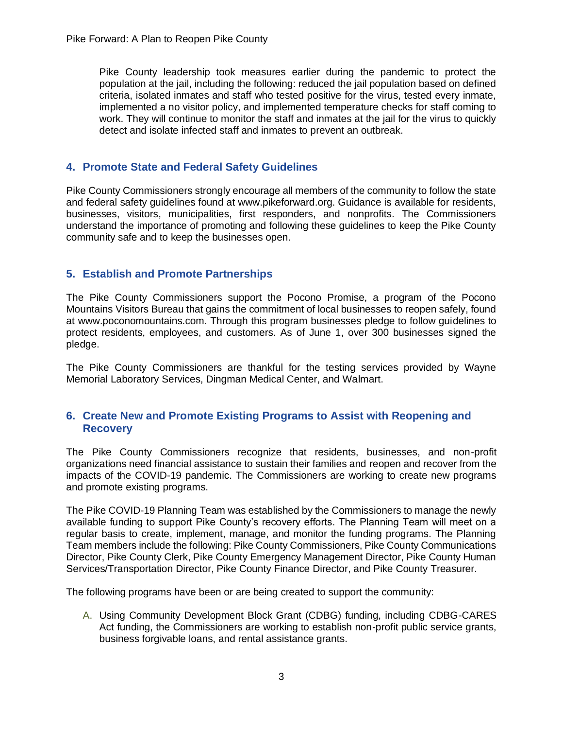Pike County leadership took measures earlier during the pandemic to protect the population at the jail, including the following: reduced the jail population based on defined criteria, isolated inmates and staff who tested positive for the virus, tested every inmate, implemented a no visitor policy, and implemented temperature checks for staff coming to work. They will continue to monitor the staff and inmates at the jail for the virus to quickly detect and isolate infected staff and inmates to prevent an outbreak.

## 4. Promote State and Federal Safety Guidelines

Pike County Commissioners strongly encourage all members of the community to follow the state and federal safety guidelines found at www.pikeforward.org. Guidance is available for residents, businesses, visitors, municipalities, first responders, and nonprofits. The Commissioners understand the importance of promoting and following these guidelines to keep the Pike County community safe and to keep the businesses open.

## 5. Establish and Promote Partnerships

The Pike County Commissioners support the Pocono Promise, a program of the Pocono Mountains Visitors Bureau that gains the commitment of local businesses to reopen safely, found at www.poconomountains.com. Through this program businesses pledge to follow guidelines to protect residents, employees, and customers. As of June 1, over 300 businesses signed the pledge.

The Pike County Commissioners are thankful for the testing services provided by Wayne Memorial Laboratory Services, Dingman Medical Center, and Walmart.

## 6. Create New and Promote Existing Programs to Assist with Reopening and Recovery

The Pike County Commissioners recognize that residents, businesses, and non-profit organizations need financial assistance to sustain their families and reopen and recover from the impacts of the COVID-19 pandemic. The Commissioners are working to create new programs and promote existing programs.

The Pike COVID-19 Planning Team was established by the Commissioners to manage the newly available funding to support Pike County's recovery efforts. The Planning Team will meet on a regular basis to create, implement, manage, and monitor the funding programs. The Planning Team members include the following: Pike County Commissioners, Pike County Communications Director, Pike County Clerk, Pike County Emergency Management Director, Pike County Human Services/Transportation Director, Pike County Finance Director, and Pike County Treasurer.

The following programs have been or are being created to support the community:

A. Using Community Development Block Grant (CDBG) funding, including CDBG-CARES Act funding, the Commissioners are working to establish non-profit public service grants, business forgivable loans, and rental assistance grants.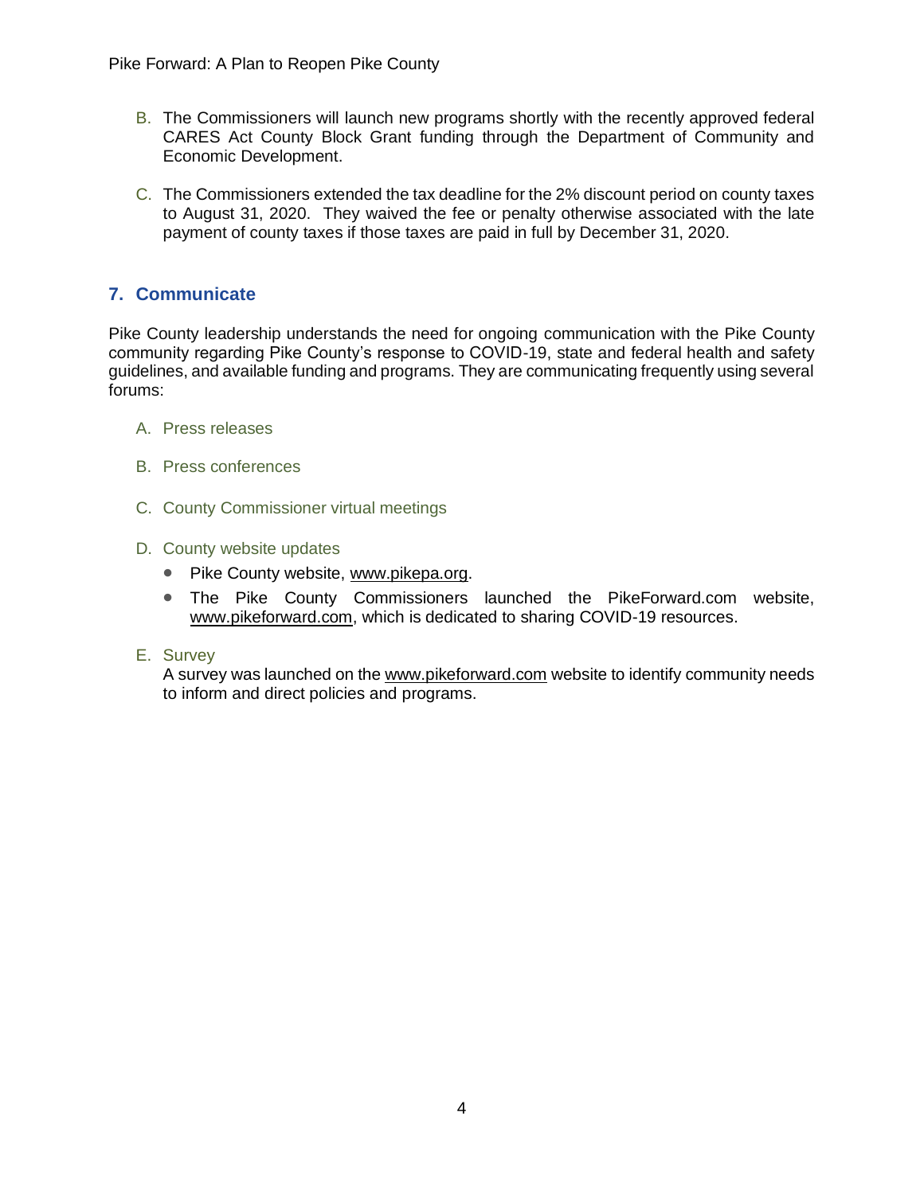B. The Commissioners will launch new programs shortly with the recently approved federal CARES Act County Block Grant funding through the Department of Community and Economic Development.

C. The Commissioners extended the tax deadline for the 2% discount period on county taxes to August 31, 2020. They waived the fee or penalty otherwise associated with the late payment of county taxes if those taxes are paid in full by December 31, 2020.

## 7. Communicate

Pike County leadership understands the need for ongoing communication with the Pike County community regarding Pike County's response to COVID-19, state and federal health and safety guidelines, and available funding and programs. They are communicating frequently using several forums:

A. Press releases

B. Press conferences

C. County Commissioner virtual meetings

D. County website updates

- Pike County website, www.pikepa.org.
- The Pike County Commissioners launched the PikeForward.com website, www.pikeforward.com, which is dedicated to sharing COVID-19 resources.

E. Survey

A survey was launched on the www.pikeforward.com website to identify community needs to inform and direct policies and programs.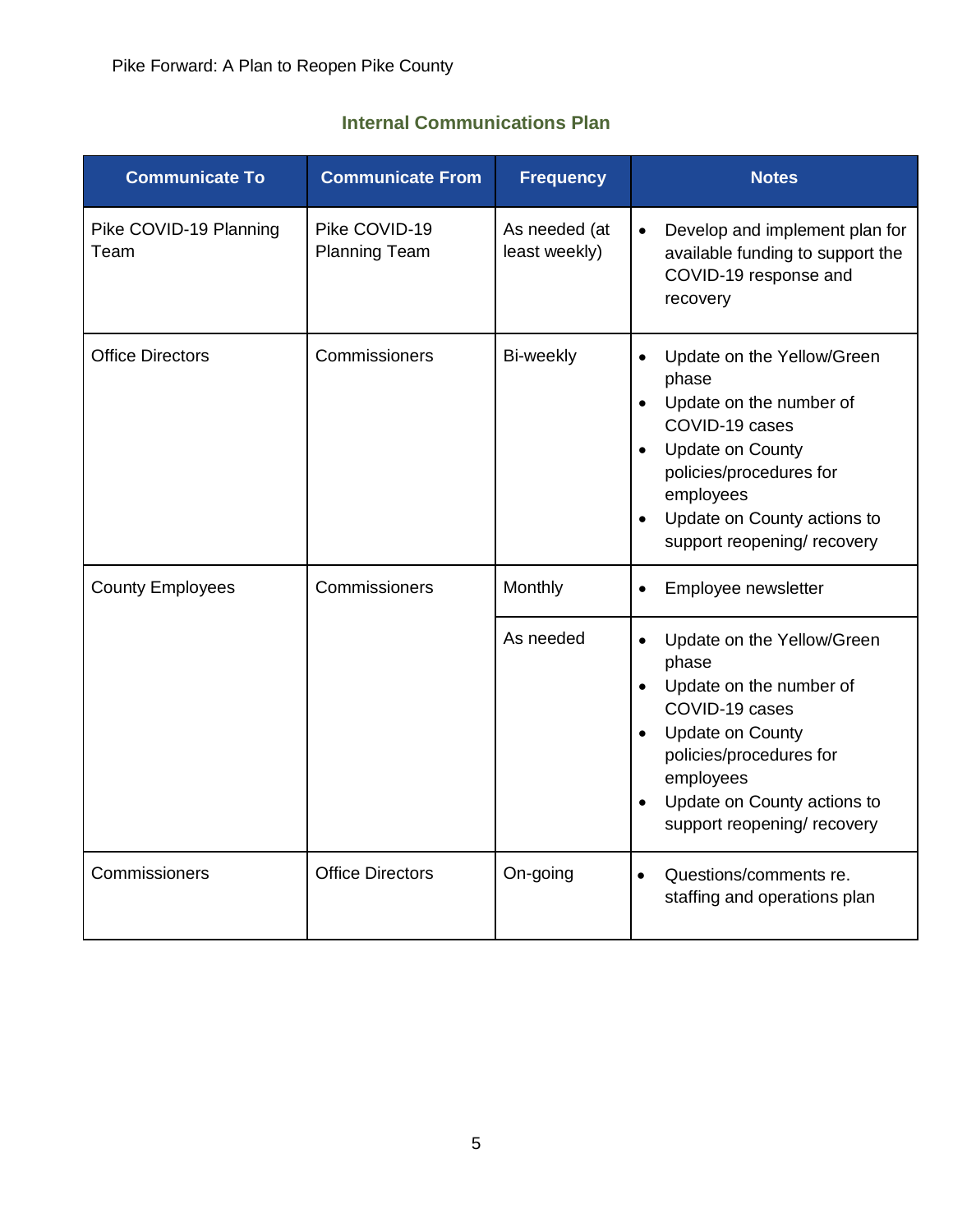## Internal Communications Plan

| Communicate To | Communicate From | Frequency | Notes |
|---|---|---|---|
| Pike COVID-19 Planning Team | Pike COVID-19 Planning Team | As needed (at least weekly) | • Develop and implement plan for available funding to support the COVID-19 response and recovery |
| Office Directors | Commissioners | Bi-weekly | • Update on the Yellow/Green phase<br>• Update on the number of COVID-19 cases<br>• Update on County policies/procedures for employees<br>• Update on County actions to support reopening/ recovery |
| County Employees | Commissioners | Monthly | • Employee newsletter |
| | | As needed | • Update on the Yellow/Green phase<br>• Update on the number of COVID-19 cases<br>• Update on County policies/procedures for employees<br>• Update on County actions to support reopening/ recovery |
| Commissioners | Office Directors | On-going | • Questions/comments re. staffing and operations plan |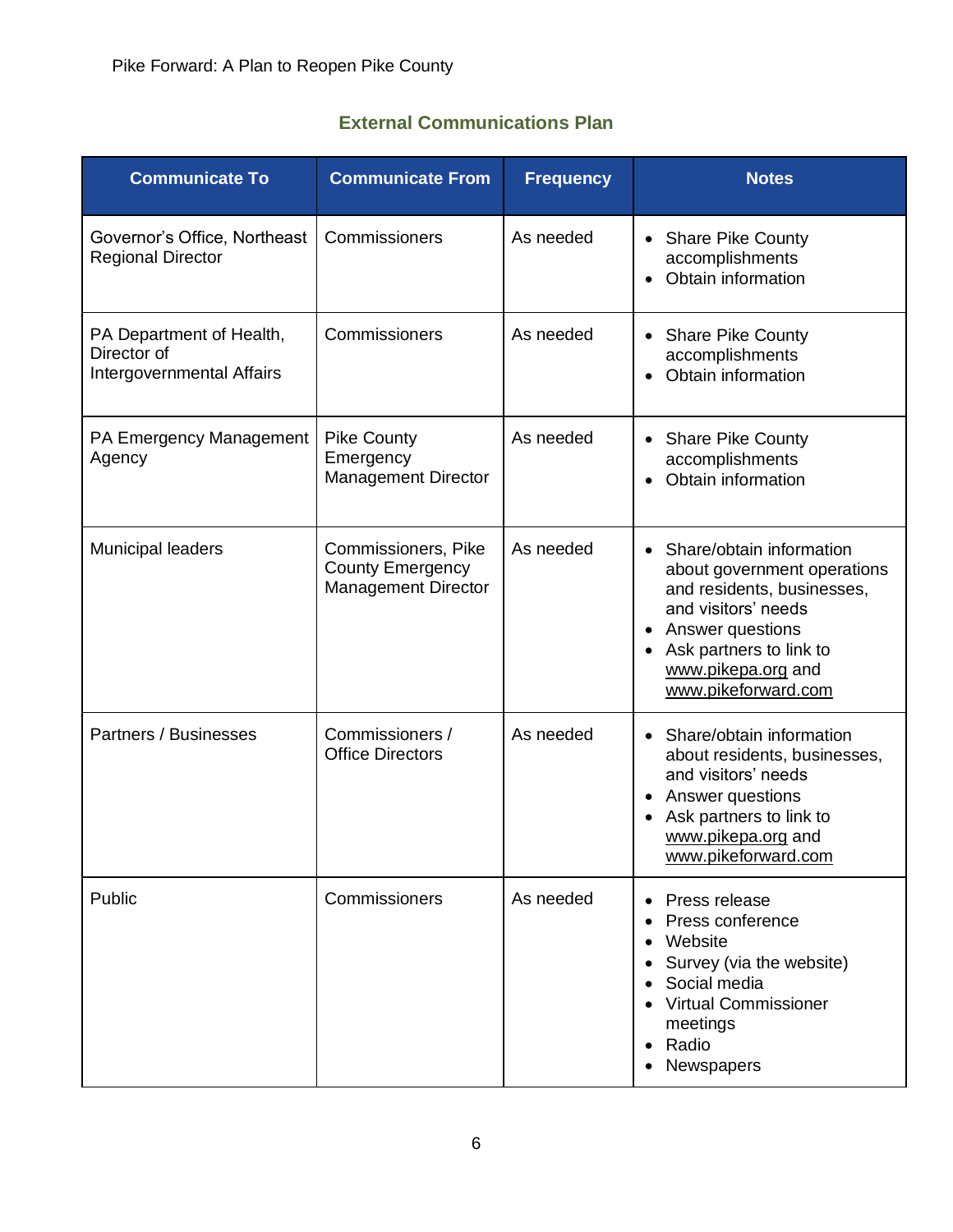## External Communications Plan

| Communicate To | Communicate From | Frequency | Notes |
|---|---|---|---|
| Governor's Office, Northeast Regional Director | Commissioners | As needed | • Share Pike County accomplishments<br>• Obtain information |
| PA Department of Health, Director of Intergovernmental Affairs | Commissioners | As needed | • Share Pike County accomplishments<br>• Obtain information |
| PA Emergency Management Agency | Pike County Emergency Management Director | As needed | • Share Pike County accomplishments<br>• Obtain information |
| Municipal leaders | Commissioners, Pike County Emergency Management Director | As needed | • Share/obtain information about government operations and residents, businesses, and visitors' needs<br>• Answer questions<br>• Ask partners to link to www.pikepa.org and www.pikeforward.com |
| Partners / Businesses | Commissioners / Office Directors | As needed | • Share/obtain information about residents, businesses, and visitors' needs<br>• Answer questions<br>• Ask partners to link to www.pikepa.org and www.pikeforward.com |
| Public | Commissioners | As needed | • Press release<br>• Press conference<br>• Website<br>• Survey (via the website)<br>• Social media<br>• Virtual Commissioner meetings<br>• Radio<br>• Newspapers |